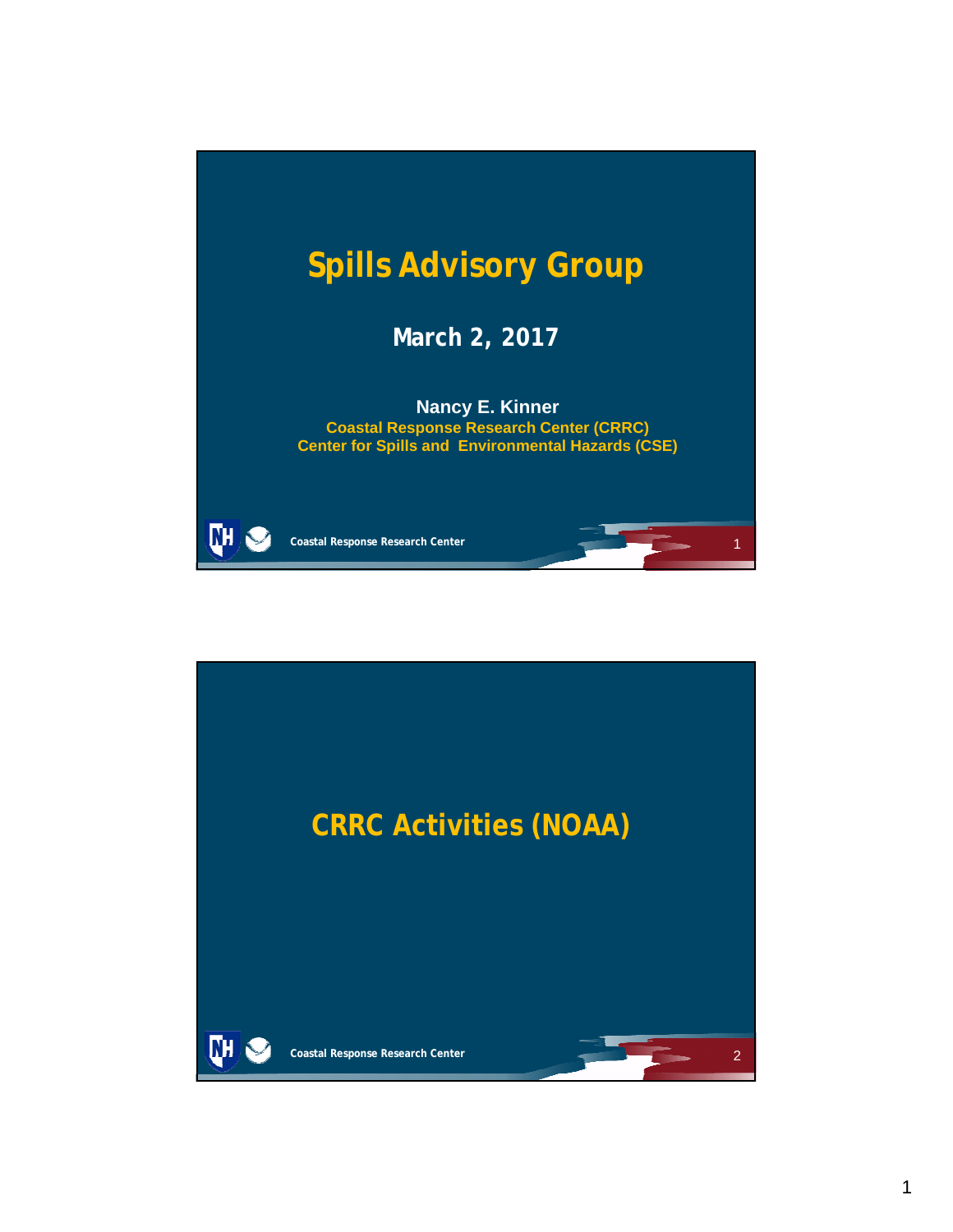# Spills Advisory Group

## March 2, 2017

**Nancy E. Kinner**
Coastal Response Research Center (CRRC)
Center for Spills and Environmental Hazards (CSE)

Coastal Response Research Center

# CRRC Activities (NOAA)

Coastal Response Research Center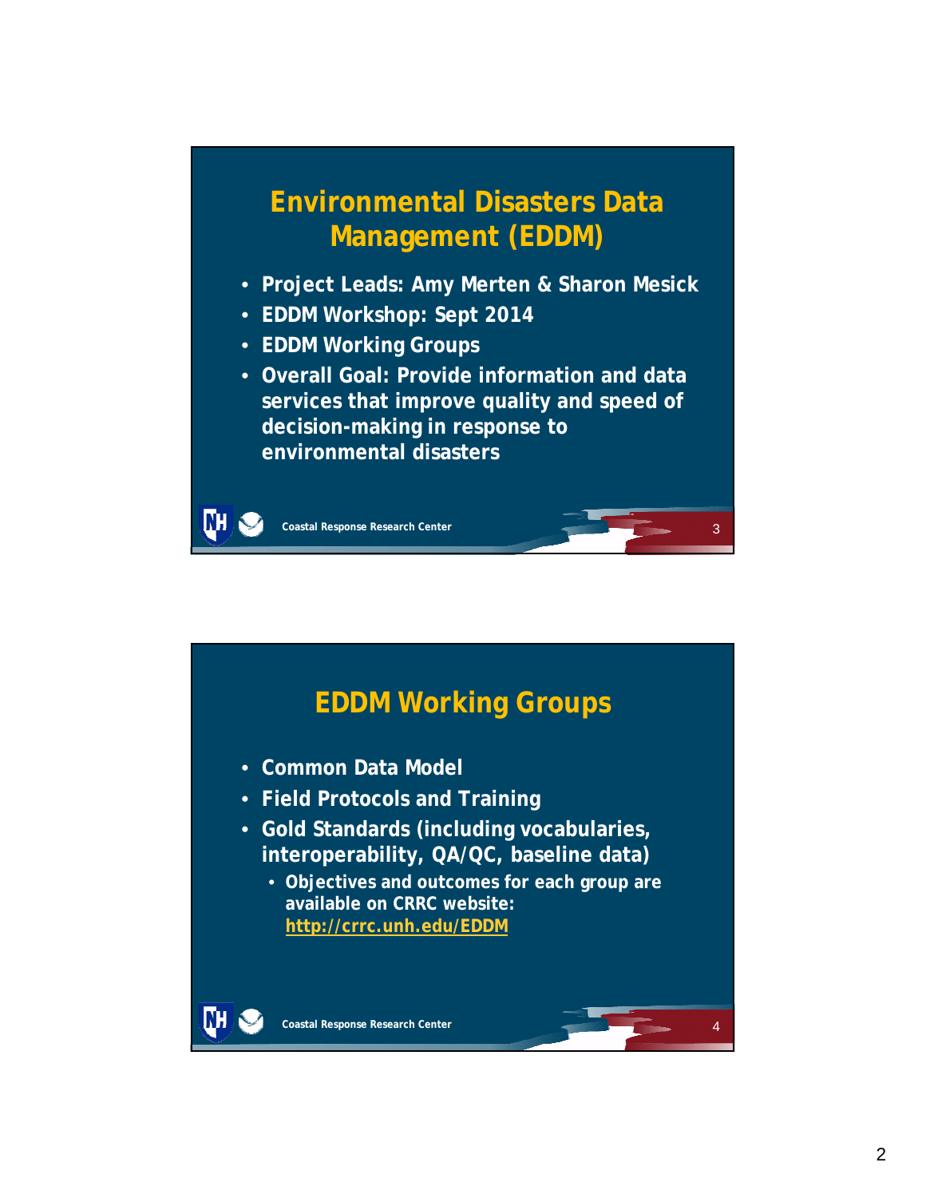## Environmental Disasters Data Management (EDDM)

- Project Leads: Amy Merten & Sharon Mesick
- EDDM Workshop: Sept 2014
- EDDM Working Groups
- Overall Goal: Provide information and data services that improve quality and speed of decision-making in response to environmental disasters

Coastal Response Research Center

## EDDM Working Groups

- Common Data Model
- Field Protocols and Training
- Gold Standards (including vocabularies, interoperability, QA/QC, baseline data)
  - Objectives and outcomes for each group are available on CRRC website: http://crrc.unh.edu/EDDM

Coastal Response Research Center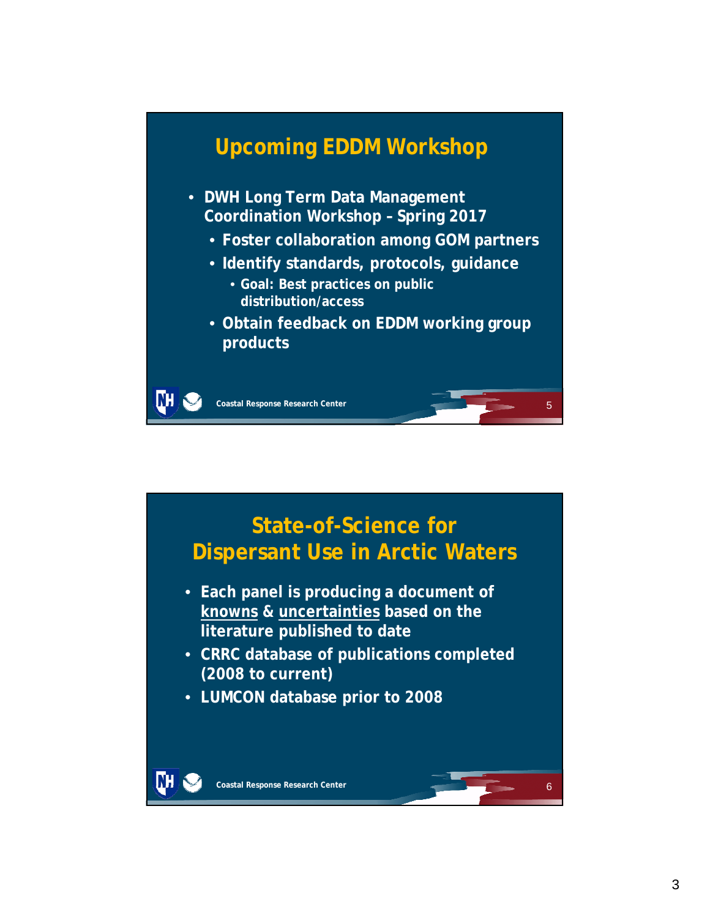## Upcoming EDDM Workshop

- DWH Long Term Data Management Coordination Workshop – Spring 2017
  - Foster collaboration among GOM partners
  - Identify standards, protocols, guidance
    - Goal: Best practices on public distribution/access
  - Obtain feedback on EDDM working group products

Coastal Response Research Center

## State-of-Science for Dispersant Use in Arctic Waters

- Each panel is producing a document of <u>knowns</u> & <u>uncertainties</u> based on the literature published to date
- CRRC database of publications completed (2008 to current)
- LUMCON database prior to 2008

Coastal Response Research Center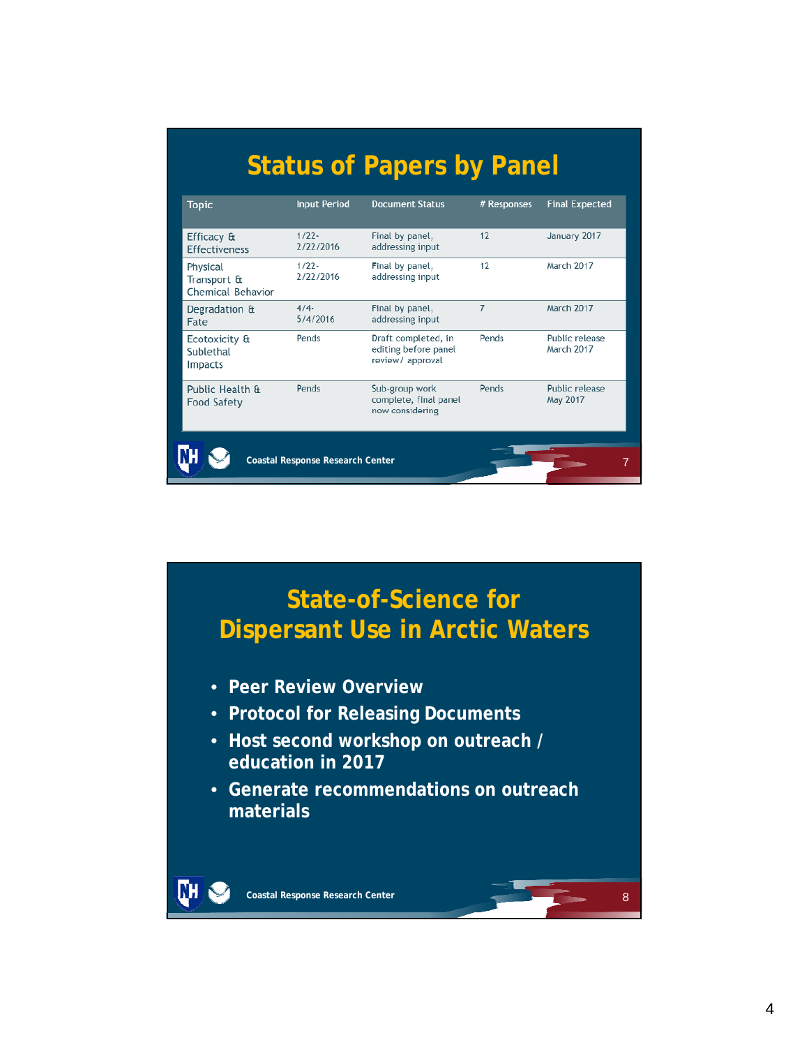## Status of Papers by Panel

| Topic | Input Period | Document Status | # Responses | Final Expected |
|---|---|---|---|---|
| Efficacy & Effectiveness | 1/22-2/22/2016 | Final by panel, addressing input | 12 | January 2017 |
| Physical Transport & Chemical Behavior | 1/22-2/22/2016 | Final by panel, addressing input | 12 | March 2017 |
| Degradation & Fate | 4/4-5/4/2016 | Final by panel, addressing input | 7 | March 2017 |
| Ecotoxicity & Sublethal Impacts | Pends | Draft completed, in editing before panel review/ approval | Pends | Public release March 2017 |
| Public Health & Food Safety | Pends | Sub-group work complete, final panel now considering | Pends | Public release May 2017 |

Coastal Response Research Center

## State-of-Science for Dispersant Use in Arctic Waters

- Peer Review Overview
- Protocol for Releasing Documents
- Host second workshop on outreach / education in 2017
- Generate recommendations on outreach materials

Coastal Response Research Center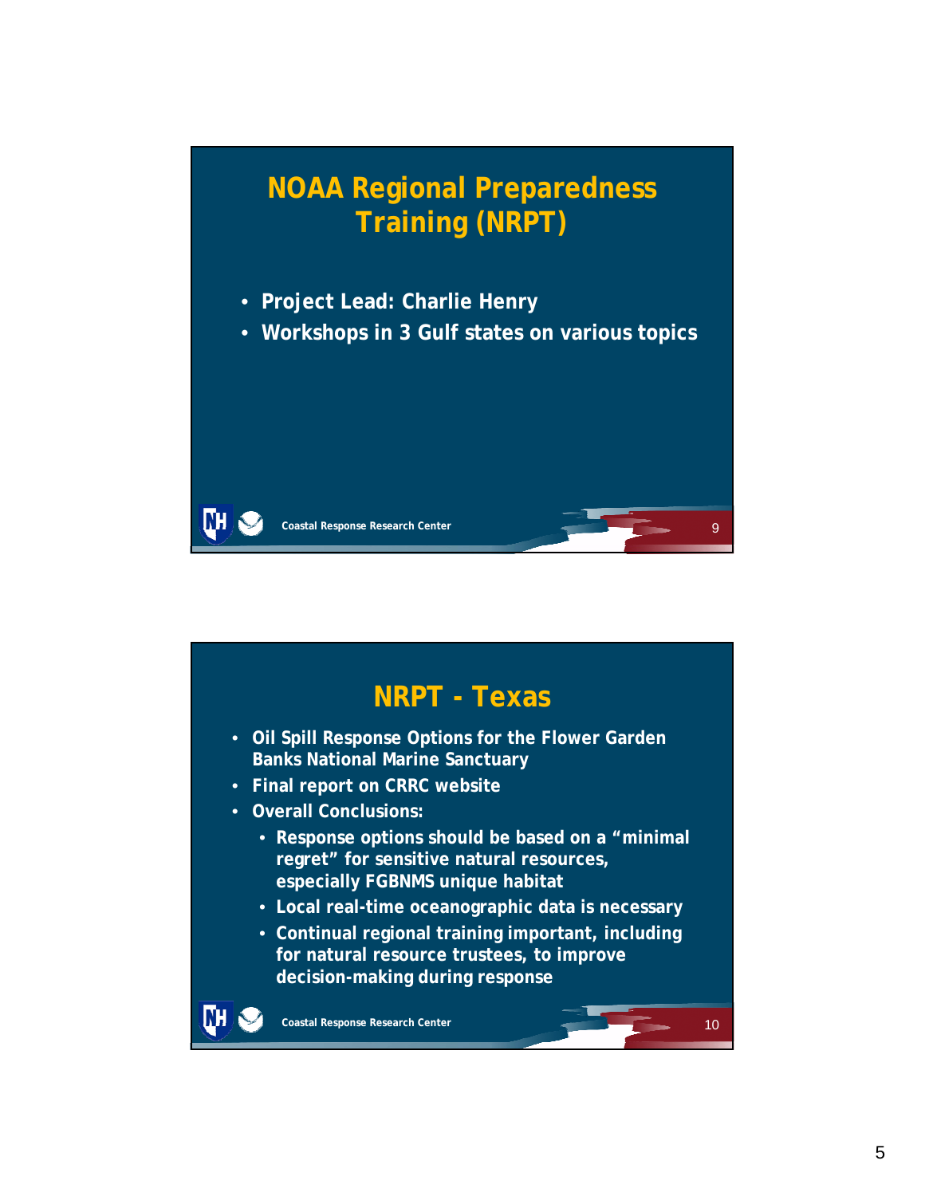## NOAA Regional Preparedness Training (NRPT)

- Project Lead: Charlie Henry
- Workshops in 3 Gulf states on various topics

Coastal Response Research Center

## NRPT - Texas

- Oil Spill Response Options for the Flower Garden Banks National Marine Sanctuary
- Final report on CRRC website
- Overall Conclusions:
  - Response options should be based on a "minimal regret" for sensitive natural resources, especially FGBNMS unique habitat
  - Local real-time oceanographic data is necessary
  - Continual regional training important, including for natural resource trustees, to improve decision-making during response

Coastal Response Research Center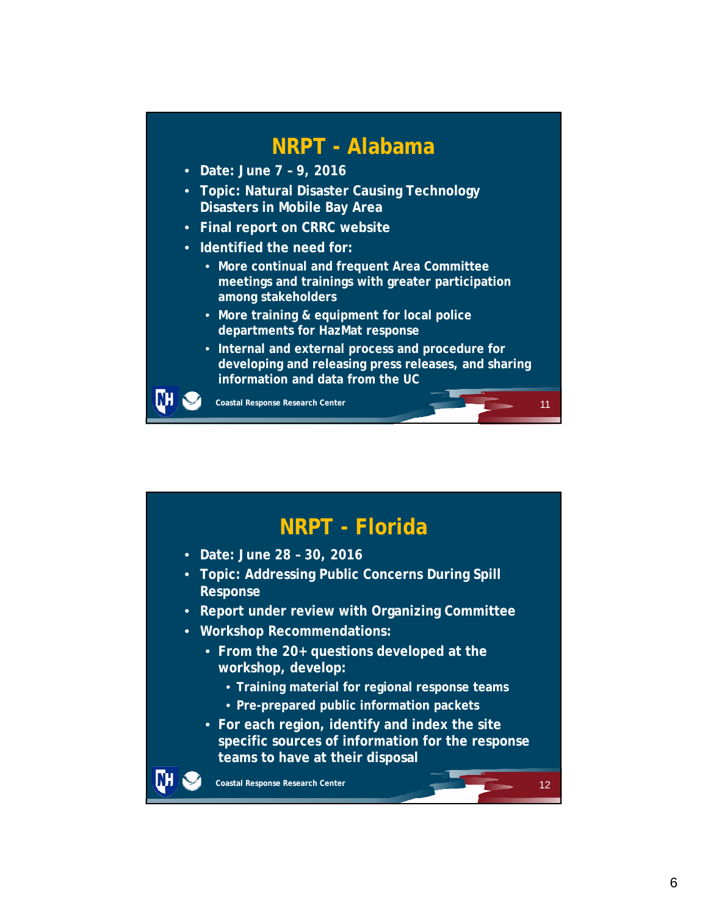## NRPT - Alabama

- Date: June 7 – 9, 2016
- Topic: Natural Disaster Causing Technology Disasters in Mobile Bay Area
- Final report on CRRC website
- Identified the need for:
  - More continual and frequent Area Committee meetings and trainings with greater participation among stakeholders
  - More training & equipment for local police departments for HazMat response
  - Internal and external process and procedure for developing and releasing press releases, and sharing information and data from the UC

Coastal Response Research Center

## NRPT - Florida

- Date: June 28 – 30, 2016
- Topic: Addressing Public Concerns During Spill Response
- Report under review with Organizing Committee
- Workshop Recommendations:
  - From the 20+ questions developed at the workshop, develop:
    - Training material for regional response teams
    - Pre-prepared public information packets
  - For each region, identify and index the site specific sources of information for the response teams to have at their disposal

Coastal Response Research Center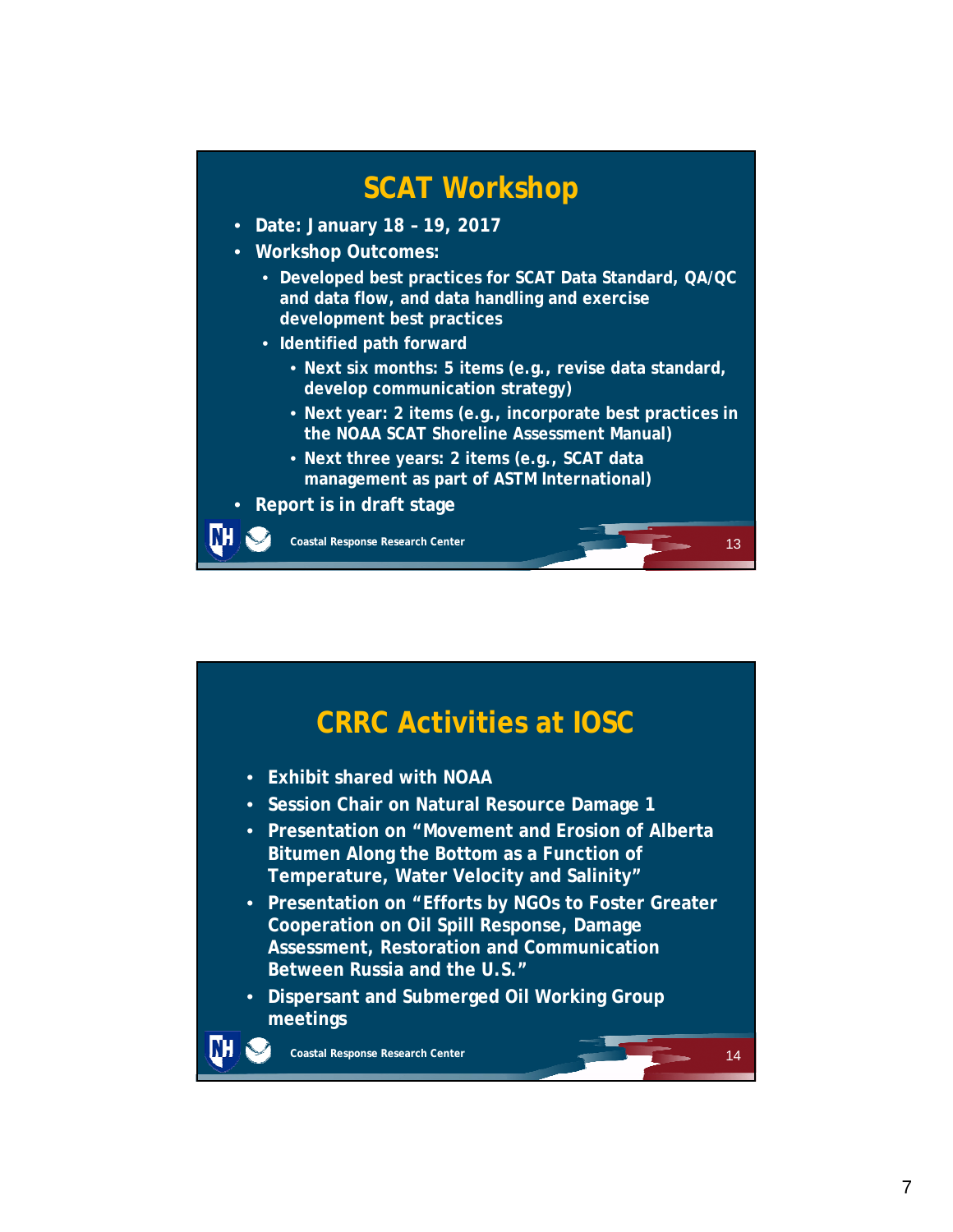## SCAT Workshop

- Date: January 18 – 19, 2017
- Workshop Outcomes:
  - Developed best practices for SCAT Data Standard, QA/QC and data flow, and data handling and exercise development best practices
  - Identified path forward
    - Next six months: 5 items (e.g., revise data standard, develop communication strategy)
    - Next year: 2 items (e.g., incorporate best practices in the NOAA SCAT Shoreline Assessment Manual)
    - Next three years: 2 items (e.g., SCAT data management as part of ASTM International)
- Report is in draft stage

Coastal Response Research Center

## CRRC Activities at IOSC

- Exhibit shared with NOAA
- Session Chair on Natural Resource Damage 1
- Presentation on "Movement and Erosion of Alberta Bitumen Along the Bottom as a Function of Temperature, Water Velocity and Salinity"
- Presentation on "Efforts by NGOs to Foster Greater Cooperation on Oil Spill Response, Damage Assessment, Restoration and Communication Between Russia and the U.S."
- Dispersant and Submerged Oil Working Group meetings

Coastal Response Research Center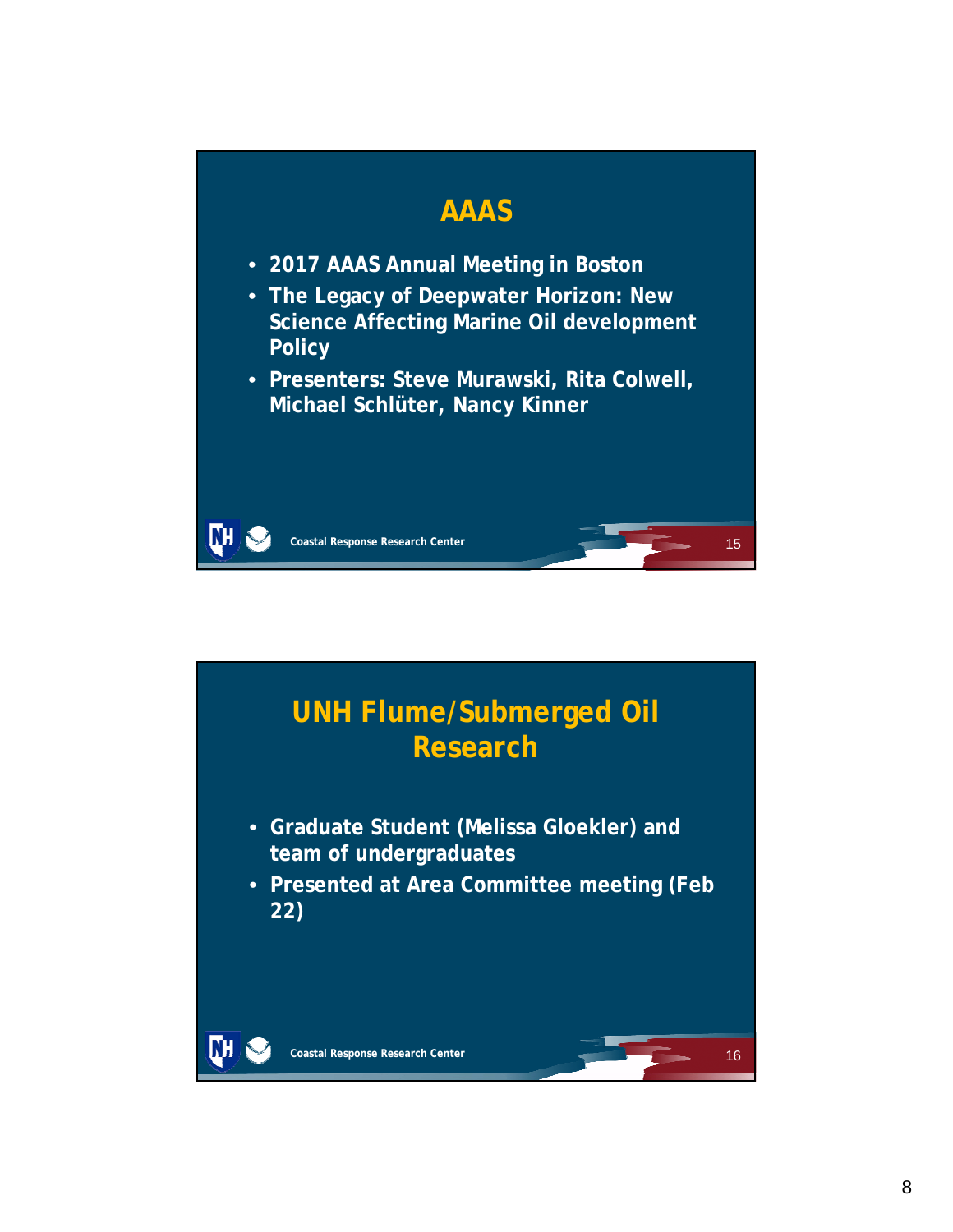## AAAS

- 2017 AAAS Annual Meeting in Boston
- The Legacy of Deepwater Horizon: New Science Affecting Marine Oil development Policy
- Presenters: Steve Murawski, Rita Colwell, Michael Schlüter, Nancy Kinner

## UNH Flume/Submerged Oil Research

- Graduate Student (Melissa Gloekler) and team of undergraduates
- Presented at Area Committee meeting (Feb 22)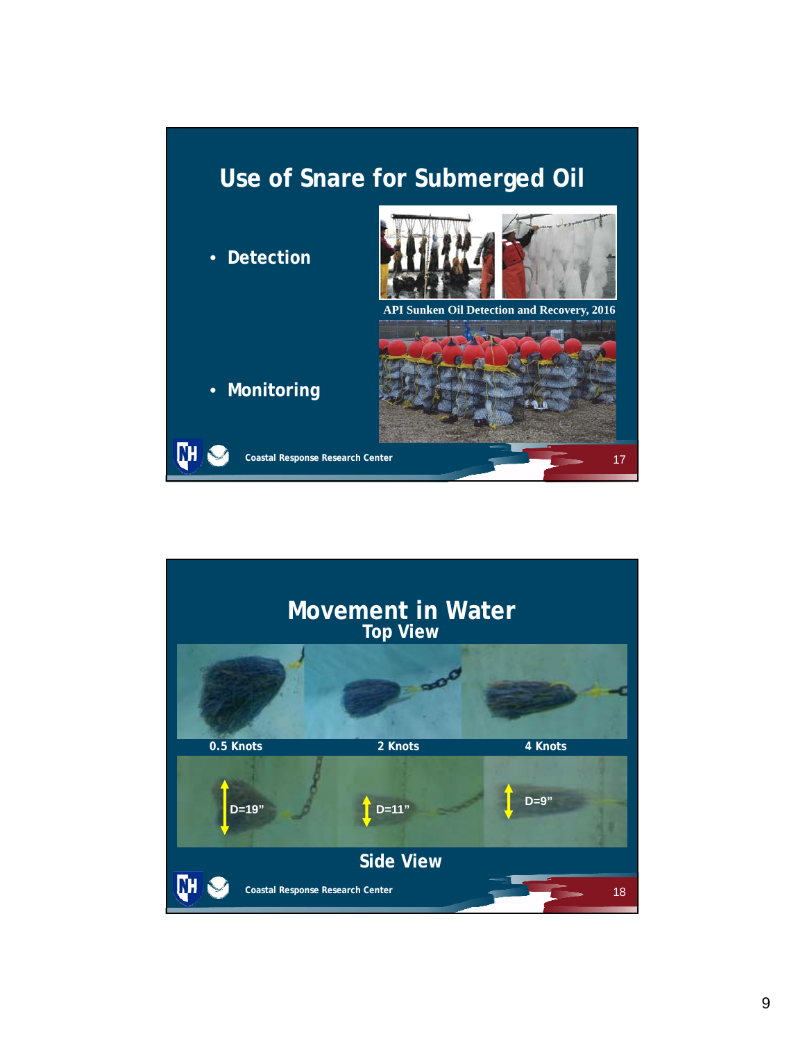## Use of Snare for Submerged Oil

- **Detection**

API Sunken Oil Detection and Recovery, 2016

- **Monitoring**

Coastal Response Research Center

## Movement in Water

**Top View**

0.5 Knots | 2 Knots | 4 Knots

D=19" | D=11" | D=9"

**Side View**

Coastal Response Research Center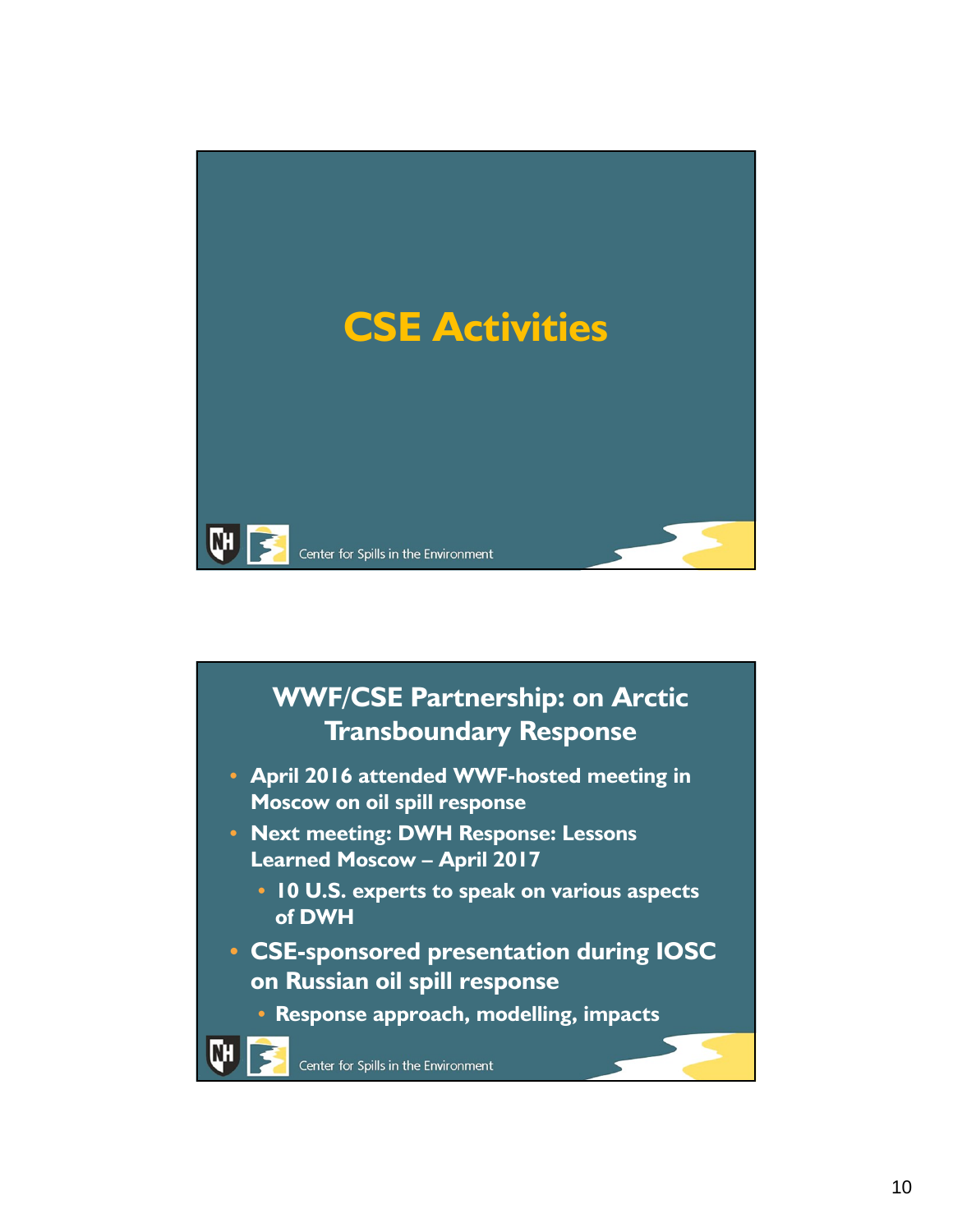# CSE Activities

Center for Spills in the Environment

## WWF/CSE Partnership: on Arctic Transboundary Response

- April 2016 attended WWF-hosted meeting in Moscow on oil spill response
- Next meeting: DWH Response: Lessons Learned Moscow – April 2017
  - 10 U.S. experts to speak on various aspects of DWH
- CSE-sponsored presentation during IOSC on Russian oil spill response
  - Response approach, modelling, impacts

Center for Spills in the Environment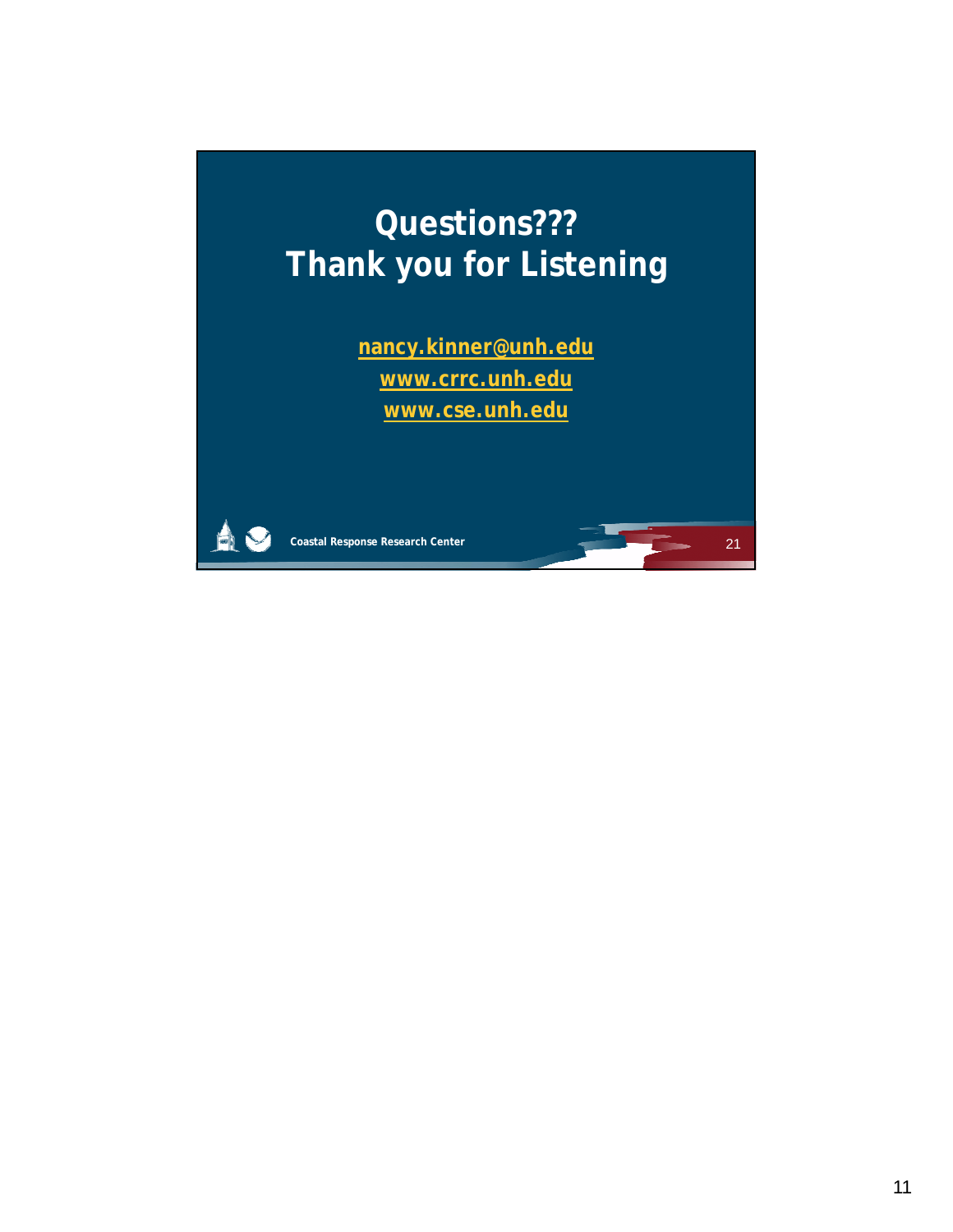# Questions???
# Thank you for Listening

nancy.kinner@unh.edu
www.crrc.unh.edu
www.cse.unh.edu

Coastal Response Research Center